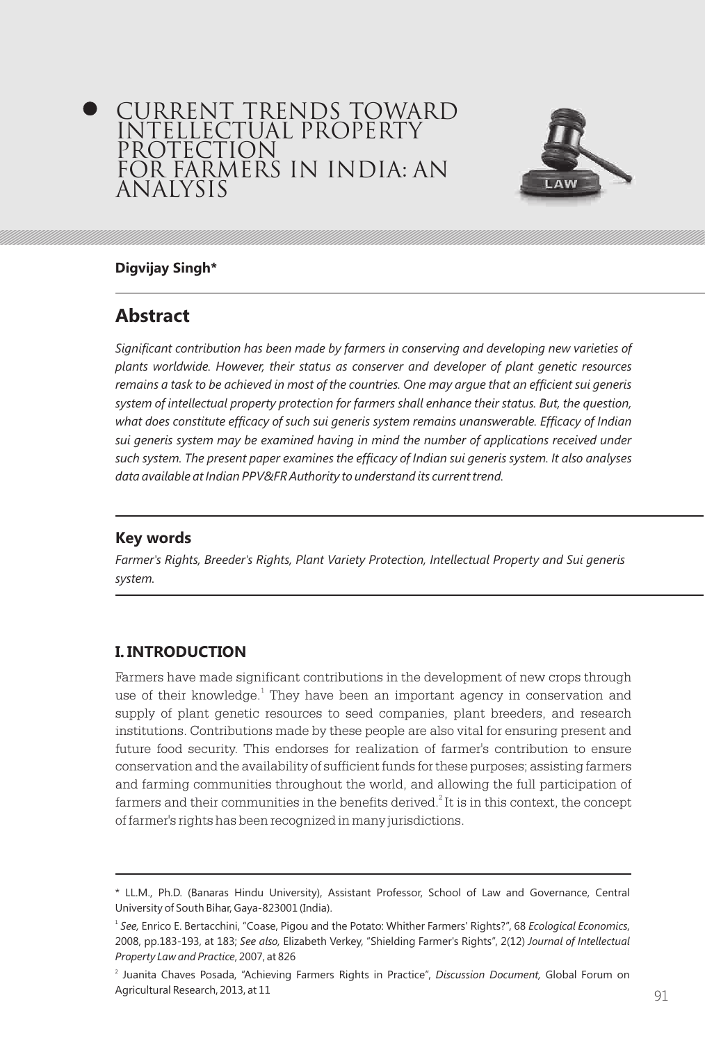# CURRENT TRENDS TOWARD INTELLECTUAL PROPERTY PROTECTION FOR FARMERS IN INDIA: AN ANALYSIS

**Digvijay Singh***

## Abstract

*Significant contribution has been made by farmers in conserving and developing new varieties of plants worldwide. However, their status as conserver and developer of plant genetic resources remains a task to be achieved in most of the countries. One may argue that an efficient sui generis system of intellectual property protection for farmers shall enhance their status. But, the question, what does constitute efficacy of such sui generis system remains unanswerable. Efficacy of Indian sui generis system may be examined having in mind the number of applications received under such system. The present paper examines the efficacy of Indian sui generis system. It also analyses data available at Indian PPV&FR Authority to understand its current trend.*

### Key words

*Farmer's Rights, Breeder's Rights, Plant Variety Protection, Intellectual Property and Sui generis system.*

## I. INTRODUCTION

Farmers have made significant contributions in the development of new crops through use of their knowledge.[1] They have been an important agency in conservation and supply of plant genetic resources to seed companies, plant breeders, and research institutions. Contributions made by these people are also vital for ensuring present and future food security. This endorses for realization of farmer's contribution to ensure conservation and the availability of sufficient funds for these purposes; assisting farmers and farming communities throughout the world, and allowing the full participation of farmers and their communities in the benefits derived.[2] It is in this context, the concept of farmer's rights has been recognized in many jurisdictions.

---

\* LL.M., Ph.D. (Banaras Hindu University), Assistant Professor, School of Law and Governance, Central University of South Bihar, Gaya-823001 (India).

[1] *See,* Enrico E. Bertacchini, "Coase, Pigou and the Potato: Whither Farmers' Rights?", 68 *Ecological Economics*, 2008, pp.183-193, at 183; *See also,* Elizabeth Verkey, "Shielding Farmer's Rights", 2(12) *Journal of Intellectual Property Law and Practice*, 2007, at 826

[2] Juanita Chaves Posada, "Achieving Farmers Rights in Practice", *Discussion Document,* Global Forum on Agricultural Research, 2013, at 11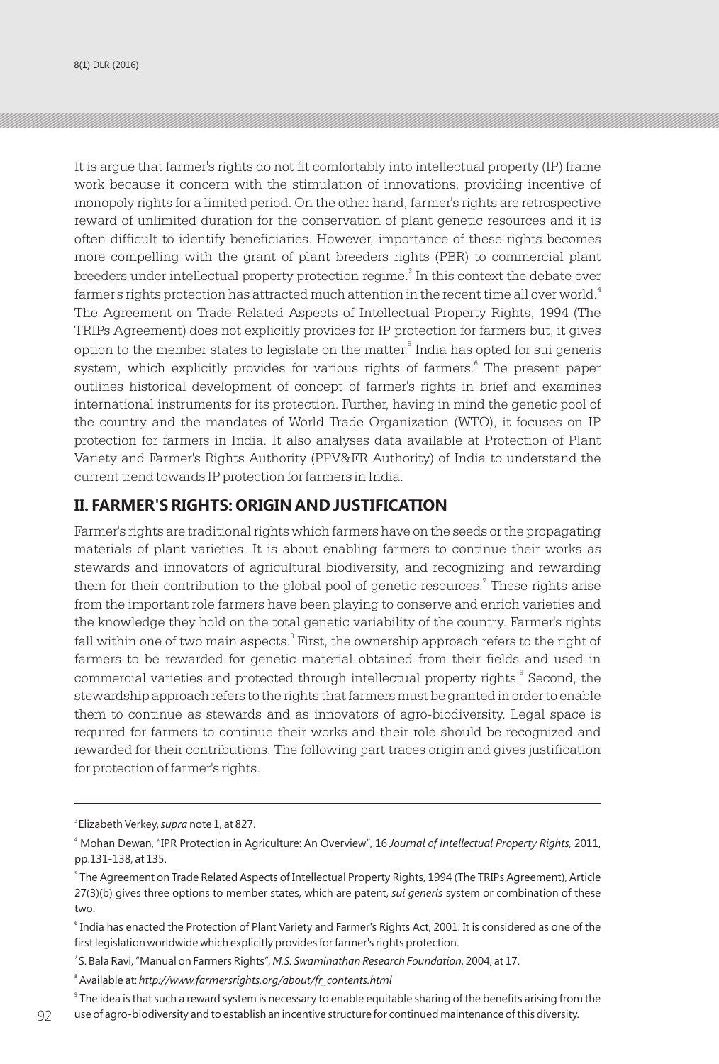It is argue that farmer's rights do not fit comfortably into intellectual property (IP) frame work because it concern with the stimulation of innovations, providing incentive of monopoly rights for a limited period. On the other hand, farmer's rights are retrospective reward of unlimited duration for the conservation of plant genetic resources and it is often difficult to identify beneficiaries. However, importance of these rights becomes more compelling with the grant of plant breeders rights (PBR) to commercial plant breeders under intellectual property protection regime.[3] In this context the debate over farmer's rights protection has attracted much attention in the recent time all over world.[4] The Agreement on Trade Related Aspects of Intellectual Property Rights, 1994 (The TRIPs Agreement) does not explicitly provides for IP protection for farmers but, it gives option to the member states to legislate on the matter.[5] India has opted for sui generis system, which explicitly provides for various rights of farmers.[6] The present paper outlines historical development of concept of farmer's rights in brief and examines international instruments for its protection. Further, having in mind the genetic pool of the country and the mandates of World Trade Organization (WTO), it focuses on IP protection for farmers in India. It also analyses data available at Protection of Plant Variety and Farmer's Rights Authority (PPV&FR Authority) of India to understand the current trend towards IP protection for farmers in India.

## II. FARMER'S RIGHTS: ORIGIN AND JUSTIFICATION

Farmer's rights are traditional rights which farmers have on the seeds or the propagating materials of plant varieties. It is about enabling farmers to continue their works as stewards and innovators of agricultural biodiversity, and recognizing and rewarding them for their contribution to the global pool of genetic resources.[7] These rights arise from the important role farmers have been playing to conserve and enrich varieties and the knowledge they hold on the total genetic variability of the country. Farmer's rights fall within one of two main aspects.[8] First, the ownership approach refers to the right of farmers to be rewarded for genetic material obtained from their fields and used in commercial varieties and protected through intellectual property rights.[9] Second, the stewardship approach refers to the rights that farmers must be granted in order to enable them to continue as stewards and as innovators of agro-biodiversity. Legal space is required for farmers to continue their works and their role should be recognized and rewarded for their contributions. The following part traces origin and gives justification for protection of farmer's rights.

---

[3] Elizabeth Verkey, *supra* note 1, at 827.

[4] Mohan Dewan, "IPR Protection in Agriculture: An Overview", 16 *Journal of Intellectual Property Rights,* 2011, pp.131-138, at 135.

[5] The Agreement on Trade Related Aspects of Intellectual Property Rights, 1994 (The TRIPs Agreement), Article 27(3)(b) gives three options to member states, which are patent, *sui generis* system or combination of these two.

[6] India has enacted the Protection of Plant Variety and Farmer's Rights Act, 2001. It is considered as one of the first legislation worldwide which explicitly provides for farmer's rights protection.

[7] S. Bala Ravi, "Manual on Farmers Rights", *M.S. Swaminathan Research Foundation*, 2004, at 17.

[8] Available at: *http://www.farmersrights.org/about/fr_contents.html*

[9] The idea is that such a reward system is necessary to enable equitable sharing of the benefits arising from the use of agro-biodiversity and to establish an incentive structure for continued maintenance of this diversity.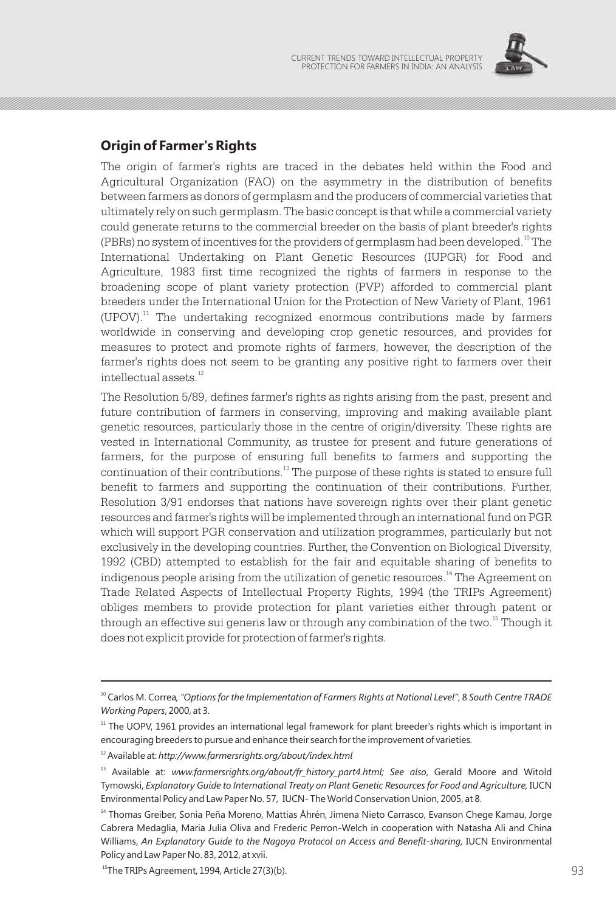## Origin of Farmer's Rights

The origin of farmer's rights are traced in the debates held within the Food and Agricultural Organization (FAO) on the asymmetry in the distribution of benefits between farmers as donors of germplasm and the producers of commercial varieties that ultimately rely on such germplasm. The basic concept is that while a commercial variety could generate returns to the commercial breeder on the basis of plant breeder's rights (PBRs) no system of incentives for the providers of germplasm had been developed.[10] The International Undertaking on Plant Genetic Resources (IUPGR) for Food and Agriculture, 1983 first time recognized the rights of farmers in response to the broadening scope of plant variety protection (PVP) afforded to commercial plant breeders under the International Union for the Protection of New Variety of Plant, 1961 (UPOV).[11] The undertaking recognized enormous contributions made by farmers worldwide in conserving and developing crop genetic resources, and provides for measures to protect and promote rights of farmers, however, the description of the farmer's rights does not seem to be granting any positive right to farmers over their intellectual assets.[12]

The Resolution 5/89, defines farmer's rights as rights arising from the past, present and future contribution of farmers in conserving, improving and making available plant genetic resources, particularly those in the centre of origin/diversity. These rights are vested in International Community, as trustee for present and future generations of farmers, for the purpose of ensuring full benefits to farmers and supporting the continuation of their contributions.[13] The purpose of these rights is stated to ensure full benefit to farmers and supporting the continuation of their contributions. Further, Resolution 3/91 endorses that nations have sovereign rights over their plant genetic resources and farmer's rights will be implemented through an international fund on PGR which will support PGR conservation and utilization programmes, particularly but not exclusively in the developing countries. Further, the Convention on Biological Diversity, 1992 (CBD) attempted to establish for the fair and equitable sharing of benefits to indigenous people arising from the utilization of genetic resources.[14] The Agreement on Trade Related Aspects of Intellectual Property Rights, 1994 (the TRIPs Agreement) obliges members to provide protection for plant varieties either through patent or through an effective sui generis law or through any combination of the two.[15] Though it does not explicit provide for protection of farmer's rights.

---

[10] Carlos M. Correa, *"Options for the Implementation of Farmers Rights at National Level"*, 8 *South Centre TRADE Working Papers*, 2000, at 3.

[11] The UOPV, 1961 provides an international legal framework for plant breeder's rights which is important in encouraging breeders to pursue and enhance their search for the improvement of varieties.

[12] Available at: *http://www.farmersrights.org/about/index.html*

[13] Available at: *www.farmersrights.org/about/fr_history_part4.html; See also*, Gerald Moore and Witold Tymowski, *Explanatory Guide to International Treaty on Plant Genetic Resources for Food and Agriculture,* IUCN Environmental Policy and Law Paper No. 57, IUCN- The World Conservation Union, 2005, at 8.

[14] Thomas Greiber, Sonia Peña Moreno, Mattias Åhrén, Jimena Nieto Carrasco, Evanson Chege Kamau, Jorge Cabrera Medaglia, Maria Julia Oliva and Frederic Perron-Welch in cooperation with Natasha Ali and China Williams, *An Explanatory Guide to the Nagoya Protocol on Access and Benefit-sharing,* IUCN Environmental Policy and Law Paper No. 83, 2012, at xvii.

[15] The TRIPs Agreement, 1994, Article 27(3)(b).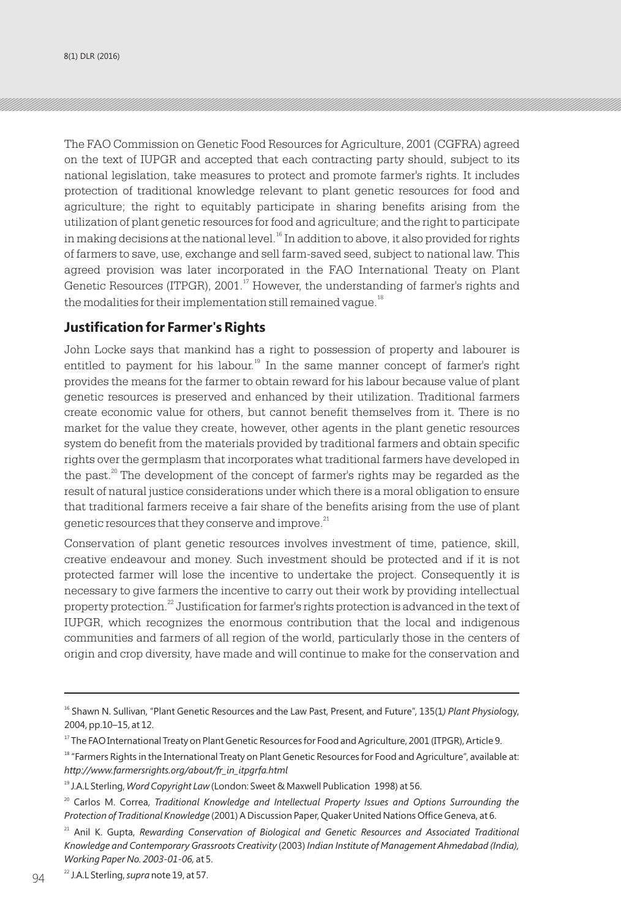The FAO Commission on Genetic Food Resources for Agriculture, 2001 (CGFRA) agreed on the text of IUPGR and accepted that each contracting party should, subject to its national legislation, take measures to protect and promote farmer's rights. It includes protection of traditional knowledge relevant to plant genetic resources for food and agriculture; the right to equitably participate in sharing benefits arising from the utilization of plant genetic resources for food and agriculture; and the right to participate in making decisions at the national level.[16] In addition to above, it also provided for rights of farmers to save, use, exchange and sell farm-saved seed, subject to national law. This agreed provision was later incorporated in the FAO International Treaty on Plant Genetic Resources (ITPGR), 2001.[17] However, the understanding of farmer's rights and the modalities for their implementation still remained vague.[18]

## Justification for Farmer's Rights

John Locke says that mankind has a right to possession of property and labourer is entitled to payment for his labour.[19] In the same manner concept of farmer's right provides the means for the farmer to obtain reward for his labour because value of plant genetic resources is preserved and enhanced by their utilization. Traditional farmers create economic value for others, but cannot benefit themselves from it. There is no market for the value they create, however, other agents in the plant genetic resources system do benefit from the materials provided by traditional farmers and obtain specific rights over the germplasm that incorporates what traditional farmers have developed in the past.[20] The development of the concept of farmer's rights may be regarded as the result of natural justice considerations under which there is a moral obligation to ensure that traditional farmers receive a fair share of the benefits arising from the use of plant genetic resources that they conserve and improve.[21]

Conservation of plant genetic resources involves investment of time, patience, skill, creative endeavour and money. Such investment should be protected and if it is not protected farmer will lose the incentive to undertake the project. Consequently it is necessary to give farmers the incentive to carry out their work by providing intellectual property protection.[22] Justification for farmer's rights protection is advanced in the text of IUPGR, which recognizes the enormous contribution that the local and indigenous communities and farmers of all region of the world, particularly those in the centers of origin and crop diversity, have made and will continue to make for the conservation and

---

[16] Shawn N. Sullivan, "Plant Genetic Resources and the Law Past, Present, and Future", 135(1*) Plant Physiol*ogy, 2004, pp.10–15, at 12.

[17] The FAO International Treaty on Plant Genetic Resources for Food and Agriculture, 2001 (ITPGR), Article 9.

[18] "Farmers Rights in the International Treaty on Plant Genetic Resources for Food and Agriculture", available at: *http://www.farmersrights.org/about/fr_in_itpgrfa.html*

[19] J.A.L Sterling, *Word Copyright Law* (London: Sweet & Maxwell Publication 1998) at 56.

[20] Carlos M. Correa, *Traditional Knowledge and Intellectual Property Issues and Options Surrounding the Protection of Traditional Knowledge* (2001) A Discussion Paper, Quaker United Nations Office Geneva, at 6.

[21] Anil K. Gupta, *Rewarding Conservation of Biological and Genetic Resources and Associated Traditional Knowledge and Contemporary Grassroots Creativity* (2003) *Indian Institute of Management Ahmedabad (India), Working Paper No. 2003-01-06,* at 5.

[22] J.A.L Sterling, *supra* note 19, at 57.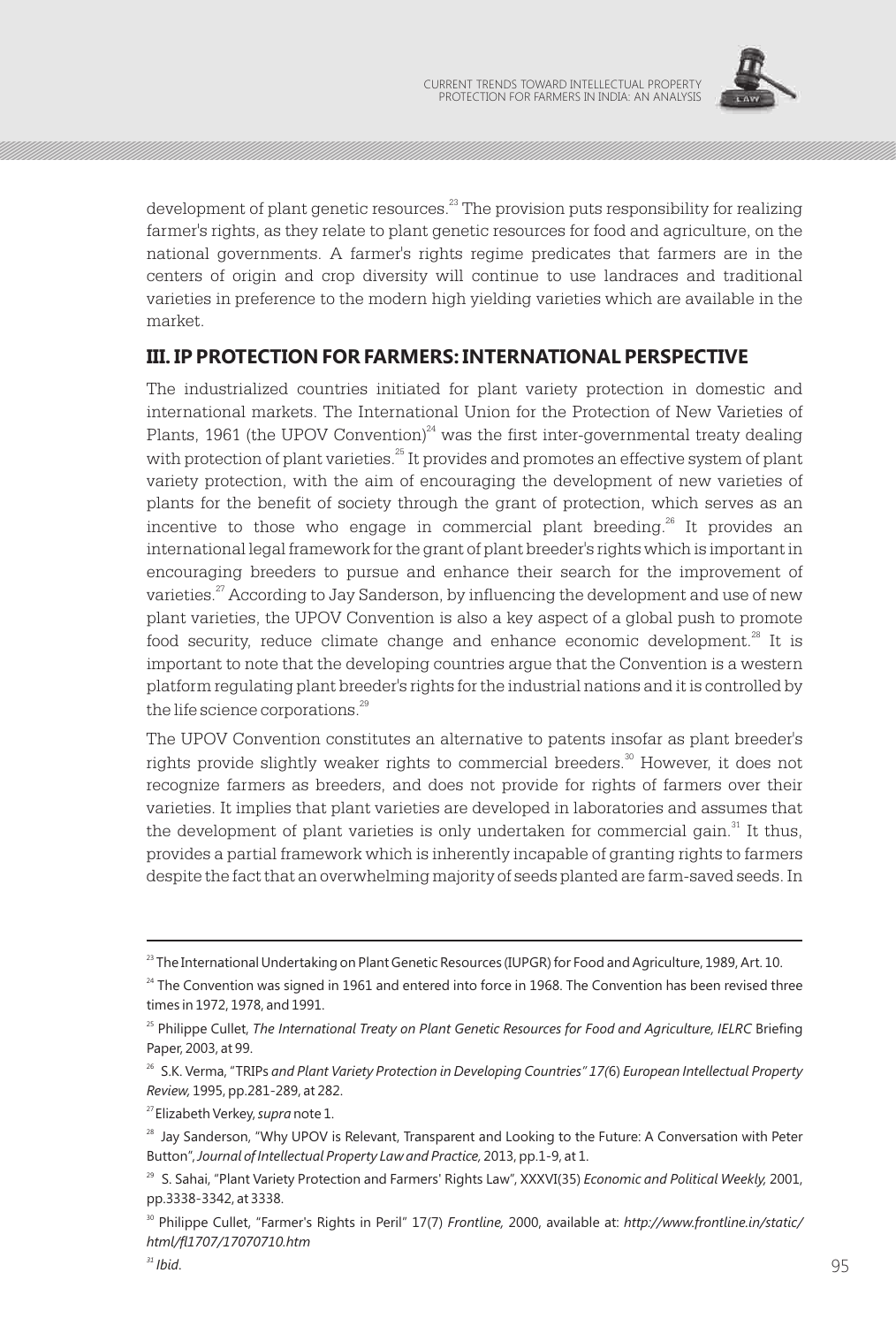development of plant genetic resources.[23] The provision puts responsibility for realizing farmer's rights, as they relate to plant genetic resources for food and agriculture, on the national governments. A farmer's rights regime predicates that farmers are in the centers of origin and crop diversity will continue to use landraces and traditional varieties in preference to the modern high yielding varieties which are available in the market.

## III. IP PROTECTION FOR FARMERS: INTERNATIONAL PERSPECTIVE

The industrialized countries initiated for plant variety protection in domestic and international markets. The International Union for the Protection of New Varieties of Plants, 1961 (the UPOV Convention)[24] was the first inter-governmental treaty dealing with protection of plant varieties.[25] It provides and promotes an effective system of plant variety protection, with the aim of encouraging the development of new varieties of plants for the benefit of society through the grant of protection, which serves as an incentive to those who engage in commercial plant breeding.[26] It provides an international legal framework for the grant of plant breeder's rights which is important in encouraging breeders to pursue and enhance their search for the improvement of varieties.[27] According to Jay Sanderson, by influencing the development and use of new plant varieties, the UPOV Convention is also a key aspect of a global push to promote food security, reduce climate change and enhance economic development.[28] It is important to note that the developing countries argue that the Convention is a western platform regulating plant breeder's rights for the industrial nations and it is controlled by the life science corporations.[29]

The UPOV Convention constitutes an alternative to patents insofar as plant breeder's rights provide slightly weaker rights to commercial breeders.[30] However, it does not recognize farmers as breeders, and does not provide for rights of farmers over their varieties. It implies that plant varieties are developed in laboratories and assumes that the development of plant varieties is only undertaken for commercial gain.[31] It thus, provides a partial framework which is inherently incapable of granting rights to farmers despite the fact that an overwhelming majority of seeds planted are farm-saved seeds. In

---

[23] The International Undertaking on Plant Genetic Resources (IUPGR) for Food and Agriculture, 1989, Art. 10.

[24] The Convention was signed in 1961 and entered into force in 1968. The Convention has been revised three times in 1972, 1978, and 1991.

[25] Philippe Cullet, *The International Treaty on Plant Genetic Resources for Food and Agriculture, IELRC* Briefing Paper, 2003, at 99.

[26] S.K. Verma, "TRIPs *and Plant Variety Protection in Developing Countries" 17(*6) *European Intellectual Property Review,* 1995, pp.281-289, at 282.

[27] Elizabeth Verkey, *supra* note 1.

[28] Jay Sanderson, "Why UPOV is Relevant, Transparent and Looking to the Future: A Conversation with Peter Button", *Journal of Intellectual Property Law and Practice,* 2013, pp.1-9, at 1.

[29] S. Sahai, "Plant Variety Protection and Farmers' Rights Law", XXXVI(35) *Economic and Political Weekly,* 2001, pp.3338-3342, at 3338.

[30] Philippe Cullet, "Farmer's Rights in Peril" 17(7) *Frontline,* 2000, available at: *http://www.frontline.in/static/html/fl1707/17070710.htm*

[31] *Ibid*.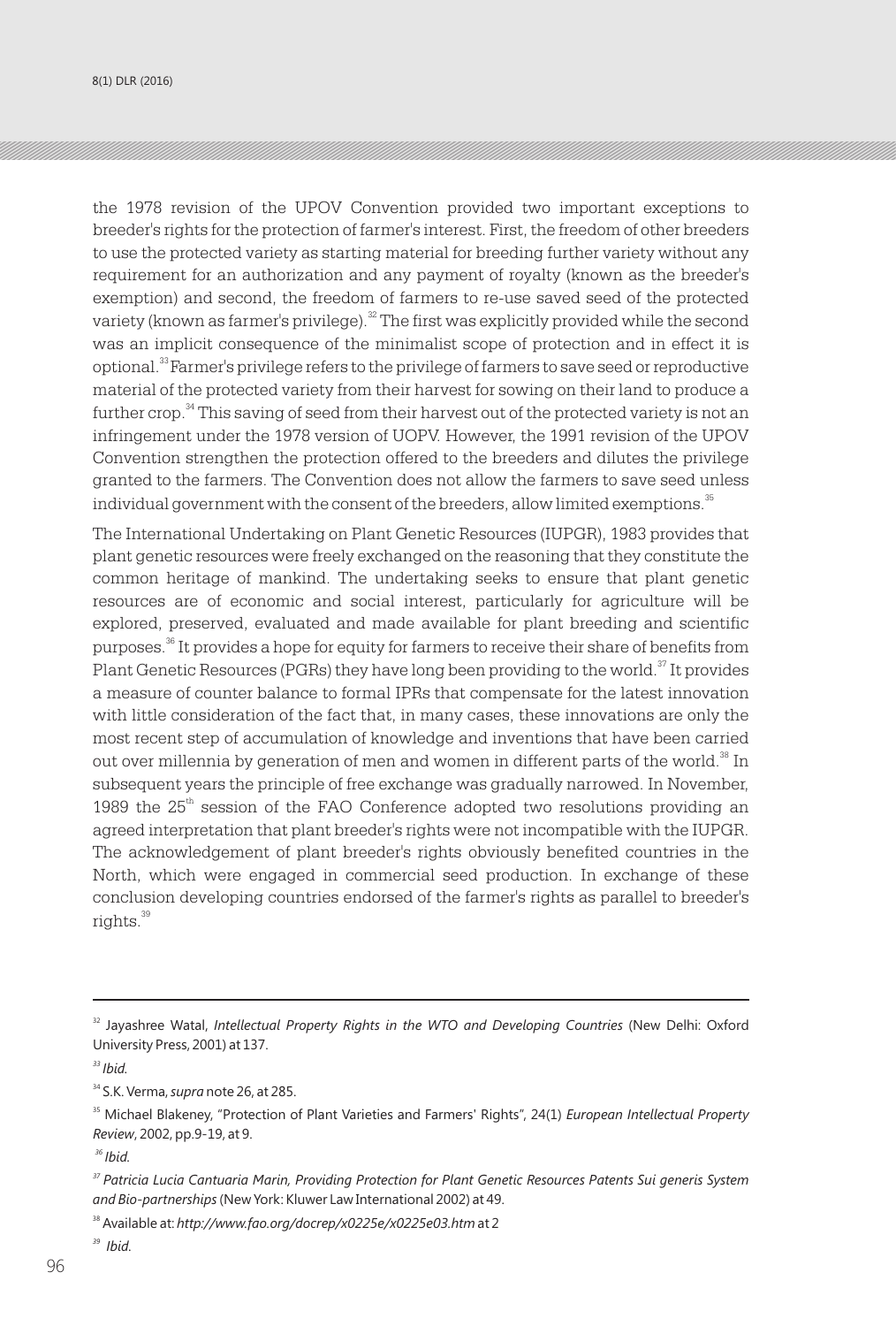the 1978 revision of the UPOV Convention provided two important exceptions to breeder's rights for the protection of farmer's interest. First, the freedom of other breeders to use the protected variety as starting material for breeding further variety without any requirement for an authorization and any payment of royalty (known as the breeder's exemption) and second, the freedom of farmers to re-use saved seed of the protected variety (known as farmer's privilege).[32] The first was explicitly provided while the second was an implicit consequence of the minimalist scope of protection and in effect it is optional.[33] Farmer's privilege refers to the privilege of farmers to save seed or reproductive material of the protected variety from their harvest for sowing on their land to produce a further crop.[34] This saving of seed from their harvest out of the protected variety is not an infringement under the 1978 version of UOPV. However, the 1991 revision of the UPOV Convention strengthen the protection offered to the breeders and dilutes the privilege granted to the farmers. The Convention does not allow the farmers to save seed unless individual government with the consent of the breeders, allow limited exemptions.[35]

The International Undertaking on Plant Genetic Resources (IUPGR), 1983 provides that plant genetic resources were freely exchanged on the reasoning that they constitute the common heritage of mankind. The undertaking seeks to ensure that plant genetic resources are of economic and social interest, particularly for agriculture will be explored, preserved, evaluated and made available for plant breeding and scientific purposes.[36] It provides a hope for equity for farmers to receive their share of benefits from Plant Genetic Resources (PGRs) they have long been providing to the world.[37] It provides a measure of counter balance to formal IPRs that compensate for the latest innovation with little consideration of the fact that, in many cases, these innovations are only the most recent step of accumulation of knowledge and inventions that have been carried out over millennia by generation of men and women in different parts of the world.[38] In subsequent years the principle of free exchange was gradually narrowed. In November, 1989 the 25th session of the FAO Conference adopted two resolutions providing an agreed interpretation that plant breeder's rights were not incompatible with the IUPGR. The acknowledgement of plant breeder's rights obviously benefited countries in the North, which were engaged in commercial seed production. In exchange of these conclusion developing countries endorsed of the farmer's rights as parallel to breeder's rights.[39]

---

[32] Jayashree Watal, *Intellectual Property Rights in the WTO and Developing Countries* (New Delhi: Oxford University Press, 2001) at 137.

[33] *Ibid.*

[34] S.K. Verma, *supra* note 26, at 285.

[35] Michael Blakeney, "Protection of Plant Varieties and Farmers' Rights", 24(1) *European Intellectual Property Review*, 2002, pp.9-19, at 9.

[36] *Ibid.*

[37] *Patricia Lucia Cantuaria Marin, Providing Protection for Plant Genetic Resources Patents Sui generis System and Bio-partnerships* (New York: Kluwer Law International 2002) at 49.

[38] Available at: *http://www.fao.org/docrep/x0225e/x0225e03.htm* at 2

[39] *Ibid.*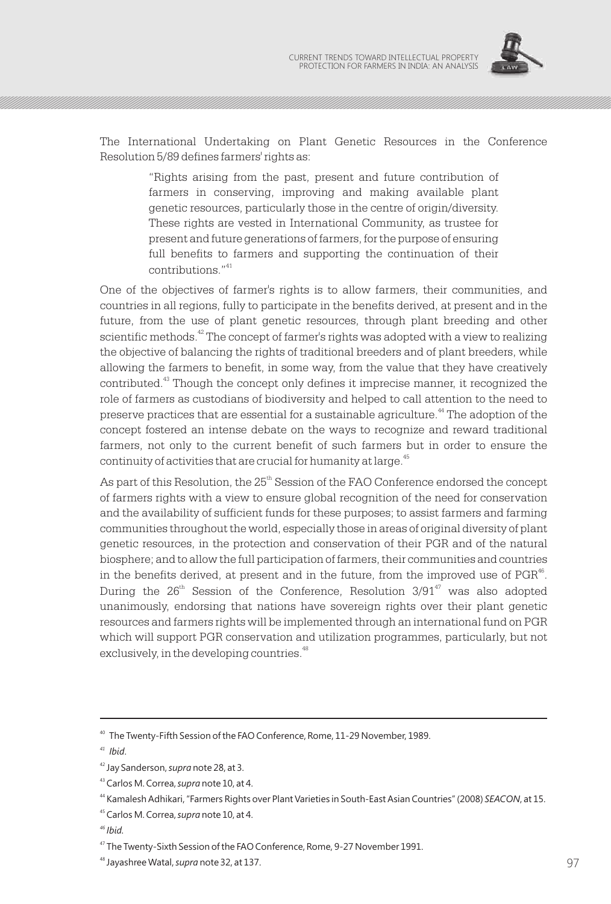The International Undertaking on Plant Genetic Resources in the Conference Resolution 5/89 defines farmers' rights as:

> "Rights arising from the past, present and future contribution of farmers in conserving, improving and making available plant genetic resources, particularly those in the centre of origin/diversity. These rights are vested in International Community, as trustee for present and future generations of farmers, for the purpose of ensuring full benefits to farmers and supporting the continuation of their contributions."[41]

One of the objectives of farmer's rights is to allow farmers, their communities, and countries in all regions, fully to participate in the benefits derived, at present and in the future, from the use of plant genetic resources, through plant breeding and other scientific methods.[42] The concept of farmer's rights was adopted with a view to realizing the objective of balancing the rights of traditional breeders and of plant breeders, while allowing the farmers to benefit, in some way, from the value that they have creatively contributed.[43] Though the concept only defines it imprecise manner, it recognized the role of farmers as custodians of biodiversity and helped to call attention to the need to preserve practices that are essential for a sustainable agriculture.[44] The adoption of the concept fostered an intense debate on the ways to recognize and reward traditional farmers, not only to the current benefit of such farmers but in order to ensure the continuity of activities that are crucial for humanity at large.[45]

As part of this Resolution, the 25th Session of the FAO Conference endorsed the concept of farmers rights with a view to ensure global recognition of the need for conservation and the availability of sufficient funds for these purposes; to assist farmers and farming communities throughout the world, especially those in areas of original diversity of plant genetic resources, in the protection and conservation of their PGR and of the natural biosphere; and to allow the full participation of farmers, their communities and countries in the benefits derived, at present and in the future, from the improved use of PGR[46]. During the 26th Session of the Conference, Resolution 3/91[47] was also adopted unanimously, endorsing that nations have sovereign rights over their plant genetic resources and farmers rights will be implemented through an international fund on PGR which will support PGR conservation and utilization programmes, particularly, but not exclusively, in the developing countries.[48]

---

[40] The Twenty-Fifth Session of the FAO Conference, Rome, 11-29 November, 1989.

[41] *Ibid*.

[42] Jay Sanderson, *supra* note 28, at 3.

[43] Carlos M. Correa, *supra* note 10, at 4.

[44] Kamalesh Adhikari, "Farmers Rights over Plant Varieties in South-East Asian Countries" (2008) *SEACON*, at 15.

[45] Carlos M. Correa, *supra* note 10, at 4.

[46] *Ibid.*

[47] The Twenty-Sixth Session of the FAO Conference, Rome, 9-27 November 1991.

[48] Jayashree Watal, *supra* note 32, at 137.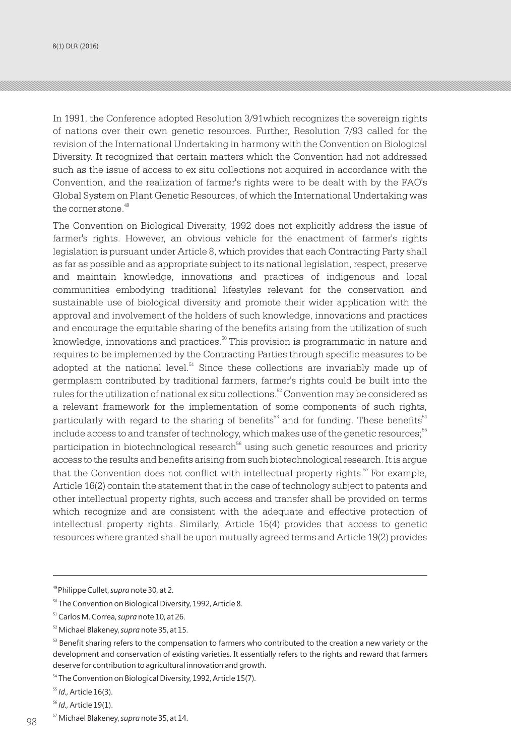In 1991, the Conference adopted Resolution 3/91which recognizes the sovereign rights of nations over their own genetic resources. Further, Resolution 7/93 called for the revision of the International Undertaking in harmony with the Convention on Biological Diversity. It recognized that certain matters which the Convention had not addressed such as the issue of access to ex situ collections not acquired in accordance with the Convention, and the realization of farmer's rights were to be dealt with by the FAO's Global System on Plant Genetic Resources, of which the International Undertaking was the corner stone.[49]

The Convention on Biological Diversity, 1992 does not explicitly address the issue of farmer's rights. However, an obvious vehicle for the enactment of farmer's rights legislation is pursuant under Article 8, which provides that each Contracting Party shall as far as possible and as appropriate subject to its national legislation, respect, preserve and maintain knowledge, innovations and practices of indigenous and local communities embodying traditional lifestyles relevant for the conservation and sustainable use of biological diversity and promote their wider application with the approval and involvement of the holders of such knowledge, innovations and practices and encourage the equitable sharing of the benefits arising from the utilization of such knowledge, innovations and practices.[50] This provision is programmatic in nature and requires to be implemented by the Contracting Parties through specific measures to be adopted at the national level.[51] Since these collections are invariably made up of germplasm contributed by traditional farmers, farmer's rights could be built into the rules for the utilization of national ex situ collections.[52] Convention may be considered as a relevant framework for the implementation of some components of such rights, particularly with regard to the sharing of benefits[53] and for funding. These benefits[54] include access to and transfer of technology, which makes use of the genetic resources;[55] participation in biotechnological research[56] using such genetic resources and priority access to the results and benefits arising from such biotechnological research. It is argue that the Convention does not conflict with intellectual property rights.[57] For example, Article 16(2) contain the statement that in the case of technology subject to patents and other intellectual property rights, such access and transfer shall be provided on terms which recognize and are consistent with the adequate and effective protection of intellectual property rights. Similarly, Article 15(4) provides that access to genetic resources where granted shall be upon mutually agreed terms and Article 19(2) provides

---

[49] Philippe Cullet, *supra* note 30, at 2.

[50] The Convention on Biological Diversity, 1992, Article 8.

[51] Carlos M. Correa, *supra* note 10, at 26.

[52] Michael Blakeney, *supra* note 35, at 15.

[53] Benefit sharing refers to the compensation to farmers who contributed to the creation a new variety or the development and conservation of existing varieties. It essentially refers to the rights and reward that farmers deserve for contribution to agricultural innovation and growth.

[54] The Convention on Biological Diversity, 1992, Article 15(7).

[55] *Id.,* Article 16(3).

[56] *Id.,* Article 19(1).

[57] Michael Blakeney, *supra* note 35, at 14.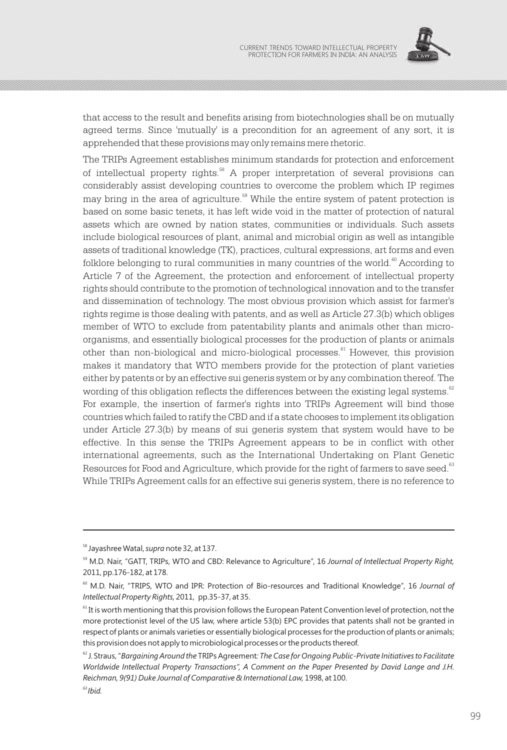that access to the result and benefits arising from biotechnologies shall be on mutually agreed terms. Since 'mutually' is a precondition for an agreement of any sort, it is apprehended that these provisions may only remains mere rhetoric.

The TRIPs Agreement establishes minimum standards for protection and enforcement of intellectual property rights.[58] A proper interpretation of several provisions can considerably assist developing countries to overcome the problem which IP regimes may bring in the area of agriculture.[59] While the entire system of patent protection is based on some basic tenets, it has left wide void in the matter of protection of natural assets which are owned by nation states, communities or individuals. Such assets include biological resources of plant, animal and microbial origin as well as intangible assets of traditional knowledge (TK), practices, cultural expressions, art forms and even folklore belonging to rural communities in many countries of the world.[60] According to Article 7 of the Agreement, the protection and enforcement of intellectual property rights should contribute to the promotion of technological innovation and to the transfer and dissemination of technology. The most obvious provision which assist for farmer's rights regime is those dealing with patents, and as well as Article 27.3(b) which obliges member of WTO to exclude from patentability plants and animals other than micro-organisms, and essentially biological processes for the production of plants or animals other than non-biological and micro-biological processes.[61] However, this provision makes it mandatory that WTO members provide for the protection of plant varieties either by patents or by an effective sui generis system or by any combination thereof. The wording of this obligation reflects the differences between the existing legal systems.[62] For example, the insertion of farmer's rights into TRIPs Agreement will bind those countries which failed to ratify the CBD and if a state chooses to implement its obligation under Article 27.3(b) by means of sui generis system that system would have to be effective. In this sense the TRIPs Agreement appears to be in conflict with other international agreements, such as the International Undertaking on Plant Genetic Resources for Food and Agriculture, which provide for the right of farmers to save seed.[63] While TRIPs Agreement calls for an effective sui generis system, there is no reference to

---

[58] Jayashree Watal, *supra* note 32, at 137.

[59] M.D. Nair, "GATT, TRIPs, WTO and CBD: Relevance to Agriculture", 16 *Journal of Intellectual Property Right,* 2011, pp.176-182, at 178.

[60] M.D. Nair, "TRIPS, WTO and IPR: Protection of Bio-resources and Traditional Knowledge", 16 *Journal of Intellectual Property Rights,* 2011, pp.35-37, at 35.

[61] It is worth mentioning that this provision follows the European Patent Convention level of protection, not the more protectionist level of the US law, where article 53(b) EPC provides that patents shall not be granted in respect of plants or animals varieties or essentially biological processes for the production of plants or animals; this provision does not apply to microbiological processes or the products thereof.

[62] J. Straus, "*Bargaining Around the* TRIPs Agreement*: The Case for Ongoing Public-Private Initiatives to Facilitate Worldwide Intellectual Property Transactions", A Comment on the Paper Presented by David Lange and J.H. Reichman, 9(91) Duke Journal of Comparative & International Law,* 1998, at 100.

[63] *Ibid.*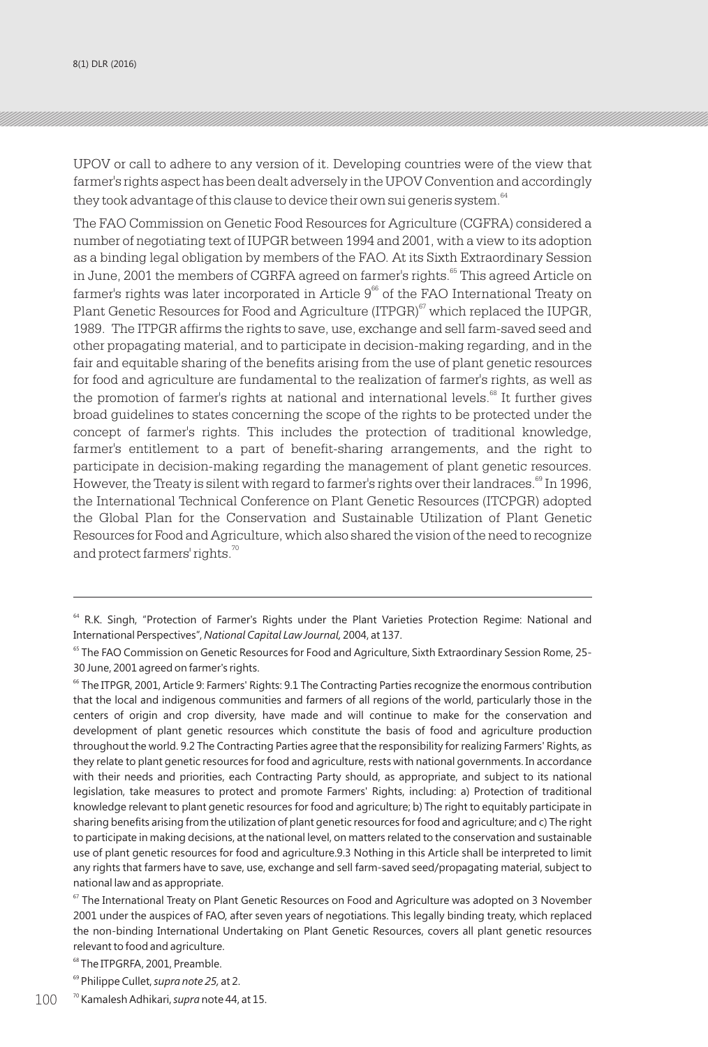UPOV or call to adhere to any version of it. Developing countries were of the view that farmer's rights aspect has been dealt adversely in the UPOV Convention and accordingly they took advantage of this clause to device their own sui generis system.[64]

The FAO Commission on Genetic Food Resources for Agriculture (CGFRA) considered a number of negotiating text of IUPGR between 1994 and 2001, with a view to its adoption as a binding legal obligation by members of the FAO. At its Sixth Extraordinary Session in June, 2001 the members of CGRFA agreed on farmer's rights.[65] This agreed Article on farmer's rights was later incorporated in Article 9[66] of the FAO International Treaty on Plant Genetic Resources for Food and Agriculture (ITPGR)[67] which replaced the IUPGR, 1989. The ITPGR affirms the rights to save, use, exchange and sell farm-saved seed and other propagating material, and to participate in decision-making regarding, and in the fair and equitable sharing of the benefits arising from the use of plant genetic resources for food and agriculture are fundamental to the realization of farmer's rights, as well as the promotion of farmer's rights at national and international levels.[68] It further gives broad guidelines to states concerning the scope of the rights to be protected under the concept of farmer's rights. This includes the protection of traditional knowledge, farmer's entitlement to a part of benefit-sharing arrangements, and the right to participate in decision-making regarding the management of plant genetic resources. However, the Treaty is silent with regard to farmer's rights over their landraces.[69] In 1996, the International Technical Conference on Plant Genetic Resources (ITCPGR) adopted the Global Plan for the Conservation and Sustainable Utilization of Plant Genetic Resources for Food and Agriculture, which also shared the vision of the need to recognize and protect farmers' rights.[70]

---

[64] R.K. Singh, "Protection of Farmer's Rights under the Plant Varieties Protection Regime: National and International Perspectives", *National Capital Law Journal,* 2004, at 137.

[65] The FAO Commission on Genetic Resources for Food and Agriculture, Sixth Extraordinary Session Rome, 25-30 June, 2001 agreed on farmer's rights.

[66] The ITPGR, 2001, Article 9: Farmers' Rights: 9.1 The Contracting Parties recognize the enormous contribution that the local and indigenous communities and farmers of all regions of the world, particularly those in the centers of origin and crop diversity, have made and will continue to make for the conservation and development of plant genetic resources which constitute the basis of food and agriculture production throughout the world. 9.2 The Contracting Parties agree that the responsibility for realizing Farmers' Rights, as they relate to plant genetic resources for food and agriculture, rests with national governments. In accordance with their needs and priorities, each Contracting Party should, as appropriate, and subject to its national legislation, take measures to protect and promote Farmers' Rights, including: a) Protection of traditional knowledge relevant to plant genetic resources for food and agriculture; b) The right to equitably participate in sharing benefits arising from the utilization of plant genetic resources for food and agriculture; and c) The right to participate in making decisions, at the national level, on matters related to the conservation and sustainable use of plant genetic resources for food and agriculture.9.3 Nothing in this Article shall be interpreted to limit any rights that farmers have to save, use, exchange and sell farm-saved seed/propagating material, subject to national law and as appropriate.

[67] The International Treaty on Plant Genetic Resources on Food and Agriculture was adopted on 3 November 2001 under the auspices of FAO, after seven years of negotiations. This legally binding treaty, which replaced the non-binding International Undertaking on Plant Genetic Resources, covers all plant genetic resources relevant to food and agriculture.

[68] The ITPGRFA, 2001, Preamble.

[69] Philippe Cullet, *supra note 25,* at 2.

[70] Kamalesh Adhikari, *supra* note 44, at 15.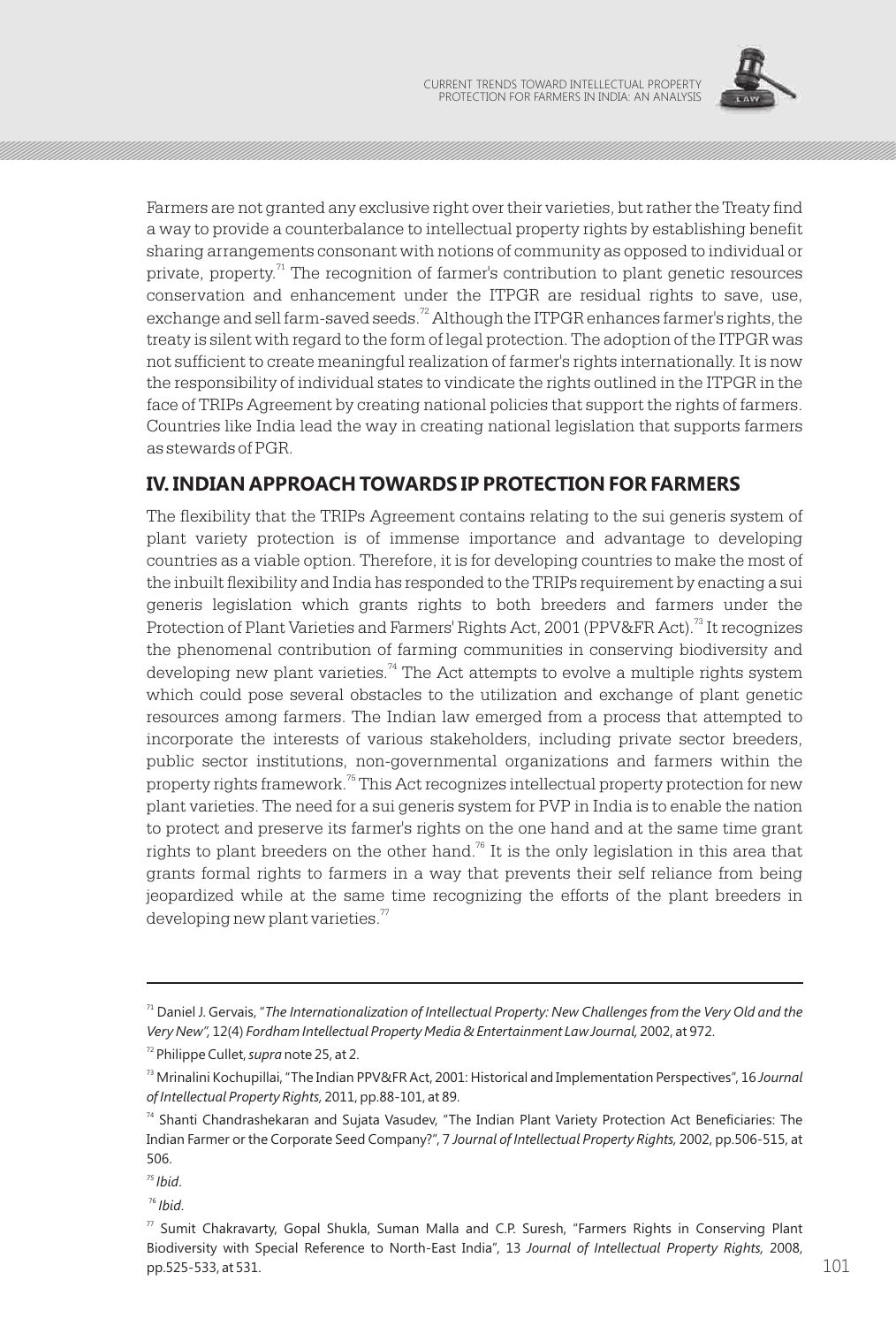Farmers are not granted any exclusive right over their varieties, but rather the Treaty find a way to provide a counterbalance to intellectual property rights by establishing benefit sharing arrangements consonant with notions of community as opposed to individual or private, property.[71] The recognition of farmer's contribution to plant genetic resources conservation and enhancement under the ITPGR are residual rights to save, use, exchange and sell farm-saved seeds.[72] Although the ITPGR enhances farmer's rights, the treaty is silent with regard to the form of legal protection. The adoption of the ITPGR was not sufficient to create meaningful realization of farmer's rights internationally. It is now the responsibility of individual states to vindicate the rights outlined in the ITPGR in the face of TRIPs Agreement by creating national policies that support the rights of farmers. Countries like India lead the way in creating national legislation that supports farmers as stewards of PGR.

## IV. INDIAN APPROACH TOWARDS IP PROTECTION FOR FARMERS

The flexibility that the TRIPs Agreement contains relating to the sui generis system of plant variety protection is of immense importance and advantage to developing countries as a viable option. Therefore, it is for developing countries to make the most of the inbuilt flexibility and India has responded to the TRIPs requirement by enacting a sui generis legislation which grants rights to both breeders and farmers under the Protection of Plant Varieties and Farmers' Rights Act, 2001 (PPV&FR Act).[73] It recognizes the phenomenal contribution of farming communities in conserving biodiversity and developing new plant varieties.[74] The Act attempts to evolve a multiple rights system which could pose several obstacles to the utilization and exchange of plant genetic resources among farmers. The Indian law emerged from a process that attempted to incorporate the interests of various stakeholders, including private sector breeders, public sector institutions, non-governmental organizations and farmers within the property rights framework.[75] This Act recognizes intellectual property protection for new plant varieties. The need for a sui generis system for PVP in India is to enable the nation to protect and preserve its farmer's rights on the one hand and at the same time grant rights to plant breeders on the other hand.[76] It is the only legislation in this area that grants formal rights to farmers in a way that prevents their self reliance from being jeopardized while at the same time recognizing the efforts of the plant breeders in developing new plant varieties.[77]

---

[71] Daniel J. Gervais, "*The Internationalization of Intellectual Property: New Challenges from the Very Old and the Very New*", 12(4) *Fordham Intellectual Property Media & Entertainment Law Journal,* 2002, at 972.

[72] Philippe Cullet, *supra* note 25, at 2.

[73] Mrinalini Kochupillai, "The Indian PPV&FR Act, 2001: Historical and Implementation Perspectives", 16 *Journal of Intellectual Property Rights,* 2011, pp.88-101, at 89.

[74] Shanti Chandrashekaran and Sujata Vasudev, "The Indian Plant Variety Protection Act Beneficiaries: The Indian Farmer or the Corporate Seed Company?", 7 *Journal of Intellectual Property Rights,* 2002, pp.506-515, at 506.

[75] *Ibid*.

[76] *Ibid*.

[77] Sumit Chakravarty, Gopal Shukla, Suman Malla and C.P. Suresh, "Farmers Rights in Conserving Plant Biodiversity with Special Reference to North-East India", 13 *Journal of Intellectual Property Rights,* 2008, pp.525-533, at 531.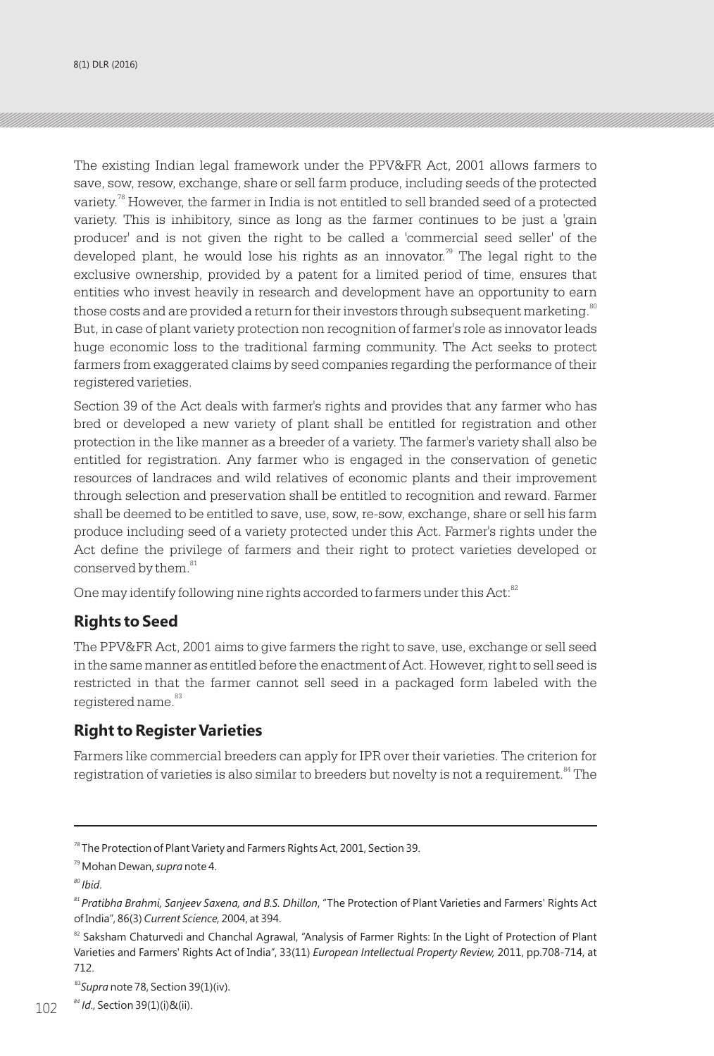The existing Indian legal framework under the PPV&FR Act, 2001 allows farmers to save, sow, resow, exchange, share or sell farm produce, including seeds of the protected variety.[78] However, the farmer in India is not entitled to sell branded seed of a protected variety. This is inhibitory, since as long as the farmer continues to be just a 'grain producer' and is not given the right to be called a 'commercial seed seller' of the developed plant, he would lose his rights as an innovator.[79] The legal right to the exclusive ownership, provided by a patent for a limited period of time, ensures that entities who invest heavily in research and development have an opportunity to earn those costs and are provided a return for their investors through subsequent marketing.[80] But, in case of plant variety protection non recognition of farmer's role as innovator leads huge economic loss to the traditional farming community. The Act seeks to protect farmers from exaggerated claims by seed companies regarding the performance of their registered varieties.

Section 39 of the Act deals with farmer's rights and provides that any farmer who has bred or developed a new variety of plant shall be entitled for registration and other protection in the like manner as a breeder of a variety. The farmer's variety shall also be entitled for registration. Any farmer who is engaged in the conservation of genetic resources of landraces and wild relatives of economic plants and their improvement through selection and preservation shall be entitled to recognition and reward. Farmer shall be deemed to be entitled to save, use, sow, re-sow, exchange, share or sell his farm produce including seed of a variety protected under this Act. Farmer's rights under the Act define the privilege of farmers and their right to protect varieties developed or conserved by them.[81]

One may identify following nine rights accorded to farmers under this Act:[82]

## Rights to Seed

The PPV&FR Act, 2001 aims to give farmers the right to save, use, exchange or sell seed in the same manner as entitled before the enactment of Act. However, right to sell seed is restricted in that the farmer cannot sell seed in a packaged form labeled with the registered name.[83]

## Right to Register Varieties

Farmers like commercial breeders can apply for IPR over their varieties. The criterion for registration of varieties is also similar to breeders but novelty is not a requirement.[84] The

---

[78] The Protection of Plant Variety and Farmers Rights Act, 2001, Section 39.

[79] Mohan Dewan, *supra* note 4.

[80] *Ibid*.

[81] *Pratibha Brahmi, Sanjeev Saxena, and B.S. Dhillon*, "The Protection of Plant Varieties and Farmers' Rights Act of India", 86(3) *Current Science,* 2004, at 394.

[82] Saksham Chaturvedi and Chanchal Agrawal, "Analysis of Farmer Rights: In the Light of Protection of Plant Varieties and Farmers' Rights Act of India", 33(11) *European Intellectual Property Review,* 2011, pp.708-714, at 712.

[83] *Supra* note 78, Section 39(1)(iv).

[84] *Id.,* Section 39(1)(i)&(ii).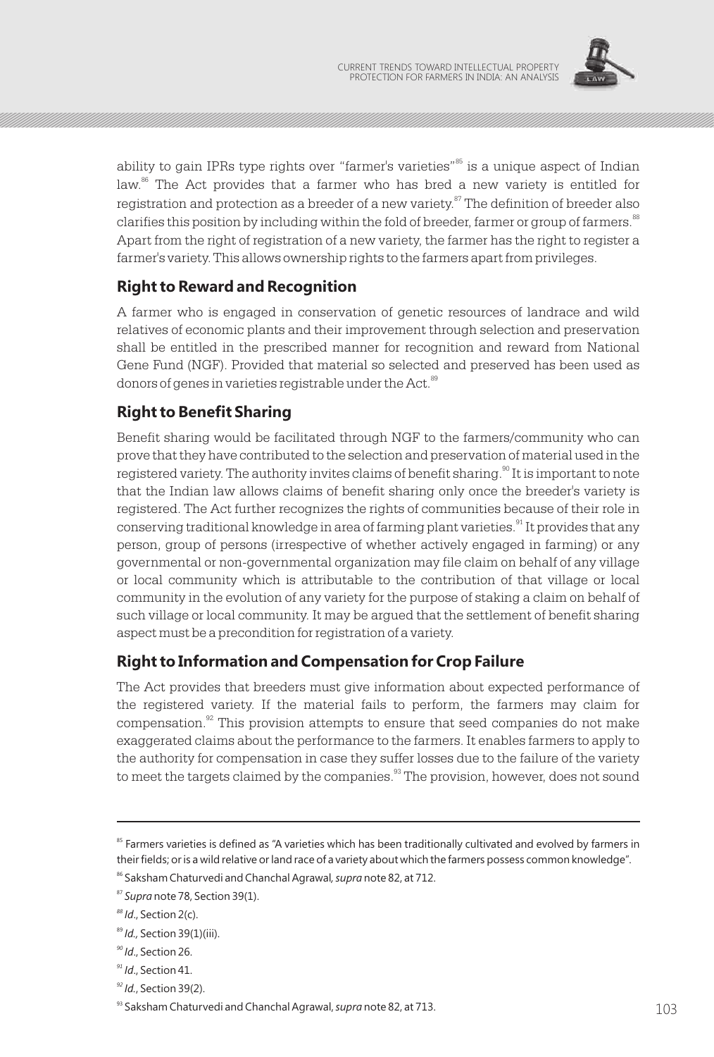ability to gain IPRs type rights over "farmer's varieties"[85] is a unique aspect of Indian law.[86] The Act provides that a farmer who has bred a new variety is entitled for registration and protection as a breeder of a new variety.[87] The definition of breeder also clarifies this position by including within the fold of breeder, farmer or group of farmers.[88] Apart from the right of registration of a new variety, the farmer has the right to register a farmer's variety. This allows ownership rights to the farmers apart from privileges.

## Right to Reward and Recognition

A farmer who is engaged in conservation of genetic resources of landrace and wild relatives of economic plants and their improvement through selection and preservation shall be entitled in the prescribed manner for recognition and reward from National Gene Fund (NGF). Provided that material so selected and preserved has been used as donors of genes in varieties registrable under the Act.[89]

## Right to Benefit Sharing

Benefit sharing would be facilitated through NGF to the farmers/community who can prove that they have contributed to the selection and preservation of material used in the registered variety. The authority invites claims of benefit sharing.[90] It is important to note that the Indian law allows claims of benefit sharing only once the breeder's variety is registered. The Act further recognizes the rights of communities because of their role in conserving traditional knowledge in area of farming plant varieties.[91] It provides that any person, group of persons (irrespective of whether actively engaged in farming) or any governmental or non-governmental organization may file claim on behalf of any village or local community which is attributable to the contribution of that village or local community in the evolution of any variety for the purpose of staking a claim on behalf of such village or local community. It may be argued that the settlement of benefit sharing aspect must be a precondition for registration of a variety.

## Right to Information and Compensation for Crop Failure

The Act provides that breeders must give information about expected performance of the registered variety. If the material fails to perform, the farmers may claim for compensation.[92] This provision attempts to ensure that seed companies do not make exaggerated claims about the performance to the farmers. It enables farmers to apply to the authority for compensation in case they suffer losses due to the failure of the variety to meet the targets claimed by the companies.[93] The provision, however, does not sound

---

[85] Farmers varieties is defined as "A varieties which has been traditionally cultivated and evolved by farmers in their fields; or is a wild relative or land race of a variety about which the farmers possess common knowledge".

[86] Saksham Chaturvedi and Chanchal Agrawal, *supra* note 82, at 712.

[87] *Supra* note 78, Section 39(1).

[88] *Id*., Section 2(c).

[89] *Id.,* Section 39(1)(iii).

[90] *Id*., Section 26.

[91] *Id*., Section 41.

[92] *Id.*, Section 39(2).

[93] Saksham Chaturvedi and Chanchal Agrawal, *supra* note 82, at 713.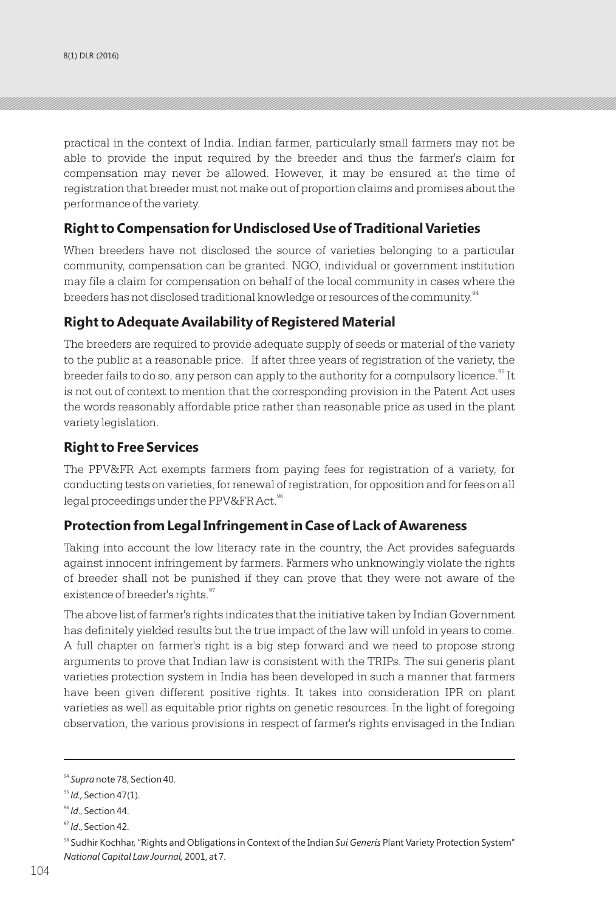practical in the context of India. Indian farmer, particularly small farmers may not be able to provide the input required by the breeder and thus the farmer's claim for compensation may never be allowed. However, it may be ensured at the time of registration that breeder must not make out of proportion claims and promises about the performance of the variety.

## Right to Compensation for Undisclosed Use of Traditional Varieties

When breeders have not disclosed the source of varieties belonging to a particular community, compensation can be granted. NGO, individual or government institution may file a claim for compensation on behalf of the local community in cases where the breeders has not disclosed traditional knowledge or resources of the community.[94]

## Right to Adequate Availability of Registered Material

The breeders are required to provide adequate supply of seeds or material of the variety to the public at a reasonable price. If after three years of registration of the variety, the breeder fails to do so, any person can apply to the authority for a compulsory licence.[95] It is not out of context to mention that the corresponding provision in the Patent Act uses the words reasonably affordable price rather than reasonable price as used in the plant variety legislation.

## Right to Free Services

The PPV&FR Act exempts farmers from paying fees for registration of a variety, for conducting tests on varieties, for renewal of registration, for opposition and for fees on all legal proceedings under the PPV&FR Act.[96]

## Protection from Legal Infringement in Case of Lack of Awareness

Taking into account the low literacy rate in the country, the Act provides safeguards against innocent infringement by farmers. Farmers who unknowingly violate the rights of breeder shall not be punished if they can prove that they were not aware of the existence of breeder's rights.[97]

The above list of farmer's rights indicates that the initiative taken by Indian Government has definitely yielded results but the true impact of the law will unfold in years to come. A full chapter on farmer's right is a big step forward and we need to propose strong arguments to prove that Indian law is consistent with the TRIPs. The sui generis plant varieties protection system in India has been developed in such a manner that farmers have been given different positive rights. It takes into consideration IPR on plant varieties as well as equitable prior rights on genetic resources. In the light of foregoing observation, the various provisions in respect of farmer's rights envisaged in the Indian

---

[94] *Supra* note 78, Section 40.

[95] *Id.,* Section 47(1).

[96] *Id*., Section 44.

[97] *Id*., Section 42.

[98] Sudhir Kochhar, "Rights and Obligations in Context of the Indian *Sui Generis* Plant Variety Protection System" *National Capital Law Journal,* 2001, at 7.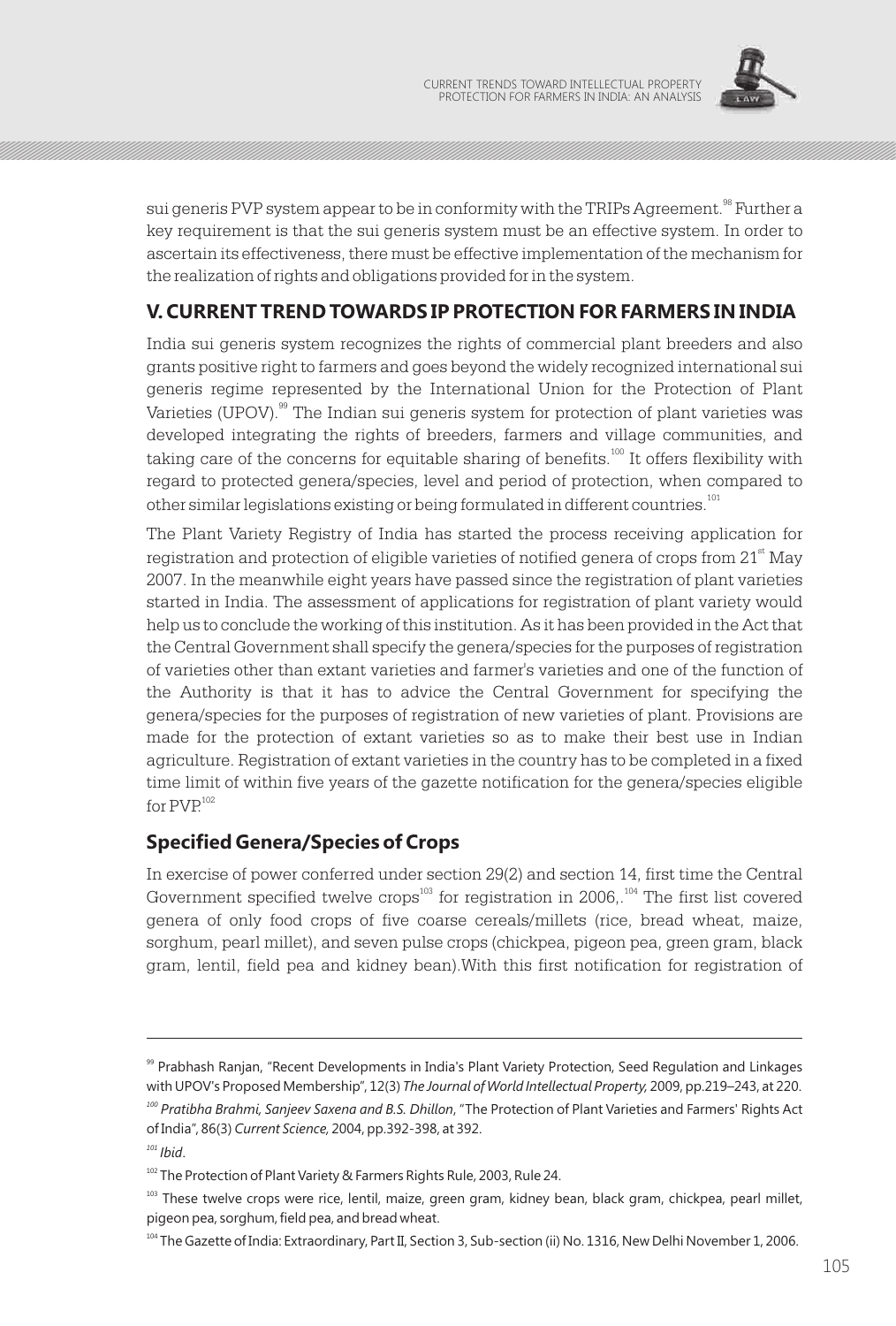sui generis PVP system appear to be in conformity with the TRIPs Agreement.[98] Further a key requirement is that the sui generis system must be an effective system. In order to ascertain its effectiveness, there must be effective implementation of the mechanism for the realization of rights and obligations provided for in the system.

## V. CURRENT TREND TOWARDS IP PROTECTION FOR FARMERS IN INDIA

India sui generis system recognizes the rights of commercial plant breeders and also grants positive right to farmers and goes beyond the widely recognized international sui generis regime represented by the International Union for the Protection of Plant Varieties (UPOV).[99] The Indian sui generis system for protection of plant varieties was developed integrating the rights of breeders, farmers and village communities, and taking care of the concerns for equitable sharing of benefits.[100] It offers flexibility with regard to protected genera/species, level and period of protection, when compared to other similar legislations existing or being formulated in different countries.[101]

The Plant Variety Registry of India has started the process receiving application for registration and protection of eligible varieties of notified genera of crops from 21st May 2007. In the meanwhile eight years have passed since the registration of plant varieties started in India. The assessment of applications for registration of plant variety would help us to conclude the working of this institution. As it has been provided in the Act that the Central Government shall specify the genera/species for the purposes of registration of varieties other than extant varieties and farmer's varieties and one of the function of the Authority is that it has to advice the Central Government for specifying the genera/species for the purposes of registration of new varieties of plant. Provisions are made for the protection of extant varieties so as to make their best use in Indian agriculture. Registration of extant varieties in the country has to be completed in a fixed time limit of within five years of the gazette notification for the genera/species eligible for PVP.[102]

### Specified Genera/Species of Crops

In exercise of power conferred under section 29(2) and section 14, first time the Central Government specified twelve crops[103] for registration in 2006,.[104] The first list covered genera of only food crops of five coarse cereals/millets (rice, bread wheat, maize, sorghum, pearl millet), and seven pulse crops (chickpea, pigeon pea, green gram, black gram, lentil, field pea and kidney bean).With this first notification for registration of

---

[99] Prabhash Ranjan, "Recent Developments in India's Plant Variety Protection, Seed Regulation and Linkages with UPOV's Proposed Membership", 12(3) *The Journal of World Intellectual Property,* 2009, pp.219–243, at 220.

[100] *Pratibha Brahmi, Sanjeev Saxena and B.S. Dhillon*, "The Protection of Plant Varieties and Farmers' Rights Act of India", 86(3) *Current Science,* 2004, pp.392-398, at 392.

[101] *Ibid*.

[102] The Protection of Plant Variety & Farmers Rights Rule, 2003, Rule 24.

[103] These twelve crops were rice, lentil, maize, green gram, kidney bean, black gram, chickpea, pearl millet, pigeon pea, sorghum, field pea, and bread wheat.

[104] The Gazette of India: Extraordinary, Part II, Section 3, Sub-section (ii) No. 1316, New Delhi November 1, 2006.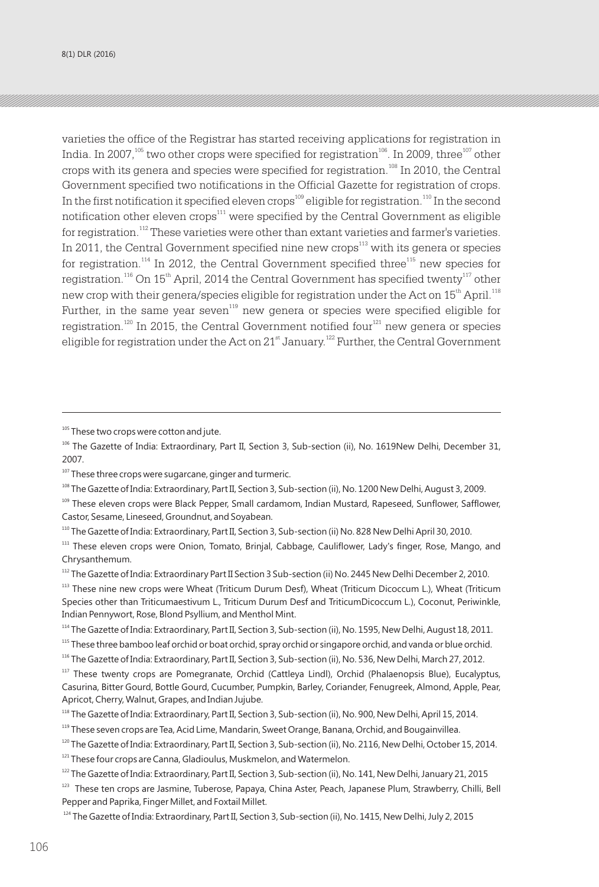varieties the office of the Registrar has started receiving applications for registration in India. In 2007,[105] two other crops were specified for registration[106]. In 2009, three[107] other crops with its genera and species were specified for registration.[108] In 2010, the Central Government specified two notifications in the Official Gazette for registration of crops. In the first notification it specified eleven crops[109] eligible for registration.[110] In the second notification other eleven crops[111] were specified by the Central Government as eligible for registration.[112] These varieties were other than extant varieties and farmer's varieties. In 2011, the Central Government specified nine new crops[113] with its genera or species for registration.[114] In 2012, the Central Government specified three[115] new species for registration.[116] On 15th April, 2014 the Central Government has specified twenty[117] other new crop with their genera/species eligible for registration under the Act on 15th April.[118] Further, in the same year seven[119] new genera or species were specified eligible for registration.[120] In 2015, the Central Government notified four[121] new genera or species eligible for registration under the Act on 21st January.[122] Further, the Central Government

---

[105] These two crops were cotton and jute.

[106] The Gazette of India: Extraordinary, Part II, Section 3, Sub-section (ii), No. 1619New Delhi, December 31, 2007.

[107] These three crops were sugarcane, ginger and turmeric.

[108] The Gazette of India: Extraordinary, Part II, Section 3, Sub-section (ii), No. 1200 New Delhi, August 3, 2009.

[109] These eleven crops were Black Pepper, Small cardamom, Indian Mustard, Rapeseed, Sunflower, Safflower, Castor, Sesame, Lineseed, Groundnut, and Soyabean.

[110] The Gazette of India: Extraordinary, Part II, Section 3, Sub-section (ii) No. 828 New Delhi April 30, 2010.

[111] These eleven crops were Onion, Tomato, Brinjal, Cabbage, Cauliflower, Lady's finger, Rose, Mango, and Chrysanthemum.

[112] The Gazette of India: Extraordinary Part II Section 3 Sub-section (ii) No. 2445 New Delhi December 2, 2010.

[113] These nine new crops were Wheat (Triticum Durum Desf), Wheat (Triticum Dicoccum L.), Wheat (Triticum Species other than Triticumaestivum L., Triticum Durum Desf and TriticumDicoccum L.), Coconut, Periwinkle, Indian Pennywort, Rose, Blond Psyllium, and Menthol Mint.

[114] The Gazette of India: Extraordinary, Part II, Section 3, Sub-section (ii), No. 1595, New Delhi, August 18, 2011.

[115] These three bamboo leaf orchid or boat orchid, spray orchid or singapore orchid, and vanda or blue orchid.

[116] The Gazette of India: Extraordinary, Part II, Section 3, Sub-section (ii), No. 536, New Delhi, March 27, 2012.

[117] These twenty crops are Pomegranate, Orchid (Cattleya Lindl), Orchid (Phalaenopsis Blue), Eucalyptus, Casurina, Bitter Gourd, Bottle Gourd, Cucumber, Pumpkin, Barley, Coriander, Fenugreek, Almond, Apple, Pear, Apricot, Cherry, Walnut, Grapes, and Indian Jujube.

[118] The Gazette of India: Extraordinary, Part II, Section 3, Sub-section (ii), No. 900, New Delhi, April 15, 2014.

[119] These seven crops are Tea, Acid Lime, Mandarin, Sweet Orange, Banana, Orchid, and Bougainvillea.

[120] The Gazette of India: Extraordinary, Part II, Section 3, Sub-section (ii), No. 2116, New Delhi, October 15, 2014.

[121] These four crops are Canna, Gladioulus, Muskmelon, and Watermelon.

[122] The Gazette of India: Extraordinary, Part II, Section 3, Sub-section (ii), No. 141, New Delhi, January 21, 2015

[123] These ten crops are Jasmine, Tuberose, Papaya, China Aster, Peach, Japanese Plum, Strawberry, Chilli, Bell Pepper and Paprika, Finger Millet, and Foxtail Millet.

[124] The Gazette of India: Extraordinary, Part II, Section 3, Sub-section (ii), No. 1415, New Delhi, July 2, 2015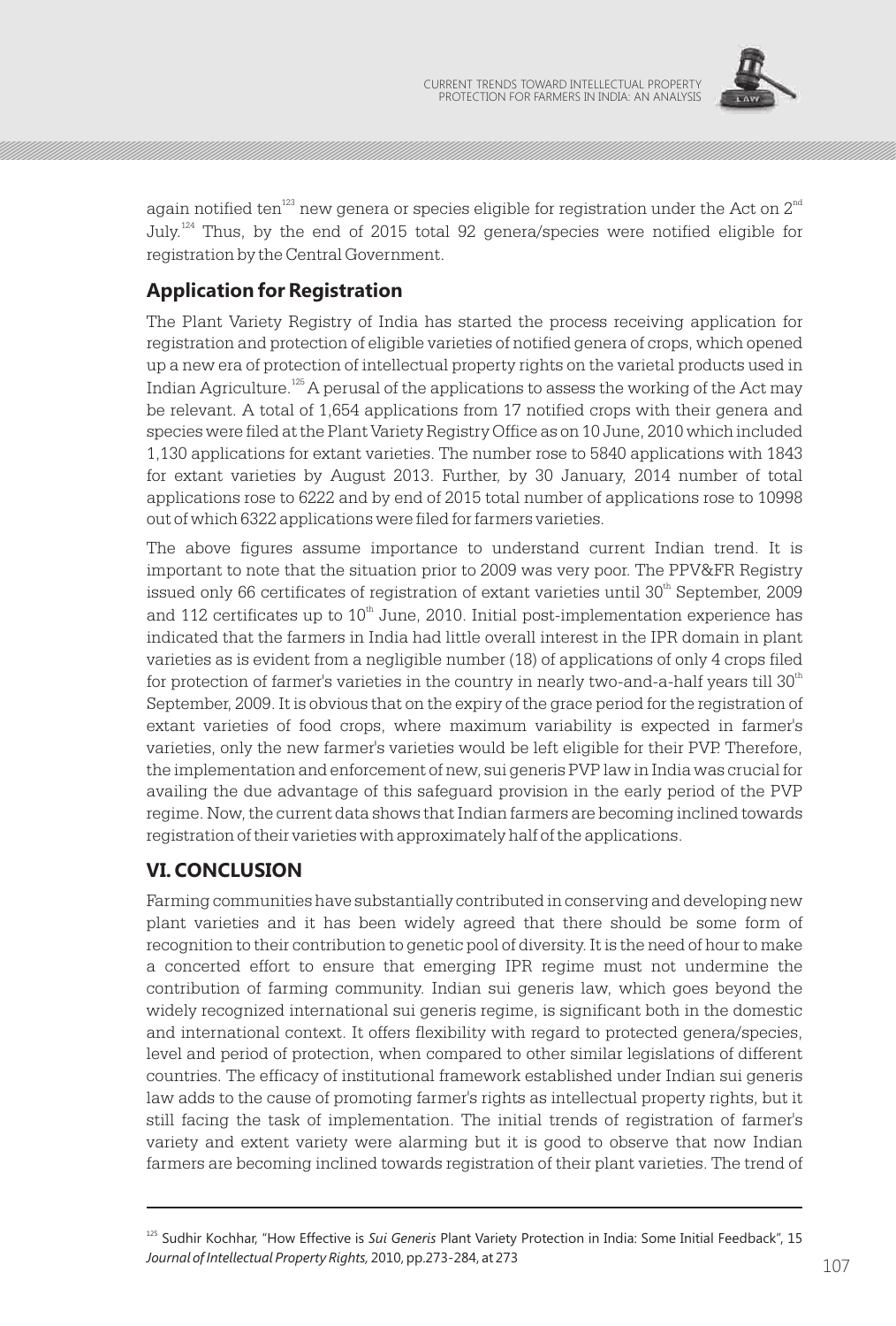again notified ten[123] new genera or species eligible for registration under the Act on 2[nd] July.[124] Thus, by the end of 2015 total 92 genera/species were notified eligible for registration by the Central Government.

## Application for Registration

The Plant Variety Registry of India has started the process receiving application for registration and protection of eligible varieties of notified genera of crops, which opened up a new era of protection of intellectual property rights on the varietal products used in Indian Agriculture.[125] A perusal of the applications to assess the working of the Act may be relevant. A total of 1,654 applications from 17 notified crops with their genera and species were filed at the Plant Variety Registry Office as on 10 June, 2010 which included 1,130 applications for extant varieties. The number rose to 5840 applications with 1843 for extant varieties by August 2013. Further, by 30 January, 2014 number of total applications rose to 6222 and by end of 2015 total number of applications rose to 10998 out of which 6322 applications were filed for farmers varieties.

The above figures assume importance to understand current Indian trend. It is important to note that the situation prior to 2009 was very poor. The PPV&FR Registry issued only 66 certificates of registration of extant varieties until 30[th] September, 2009 and 112 certificates up to 10[th] June, 2010. Initial post-implementation experience has indicated that the farmers in India had little overall interest in the IPR domain in plant varieties as is evident from a negligible number (18) of applications of only 4 crops filed for protection of farmer's varieties in the country in nearly two-and-a-half years till 30[th] September, 2009. It is obvious that on the expiry of the grace period for the registration of extant varieties of food crops, where maximum variability is expected in farmer's varieties, only the new farmer's varieties would be left eligible for their PVP. Therefore, the implementation and enforcement of new, sui generis PVP law in India was crucial for availing the due advantage of this safeguard provision in the early period of the PVP regime. Now, the current data shows that Indian farmers are becoming inclined towards registration of their varieties with approximately half of the applications.

## VI. CONCLUSION

Farming communities have substantially contributed in conserving and developing new plant varieties and it has been widely agreed that there should be some form of recognition to their contribution to genetic pool of diversity. It is the need of hour to make a concerted effort to ensure that emerging IPR regime must not undermine the contribution of farming community. Indian sui generis law, which goes beyond the widely recognized international sui generis regime, is significant both in the domestic and international context. It offers flexibility with regard to protected genera/species, level and period of protection, when compared to other similar legislations of different countries. The efficacy of institutional framework established under Indian sui generis law adds to the cause of promoting farmer's rights as intellectual property rights, but it still facing the task of implementation. The initial trends of registration of farmer's variety and extent variety were alarming but it is good to observe that now Indian farmers are becoming inclined towards registration of their plant varieties. The trend of

---

[125] Sudhir Kochhar, "How Effective is *Sui Generis* Plant Variety Protection in India: Some Initial Feedback", 15 *Journal of Intellectual Property Rights,* 2010, pp.273-284, at 273